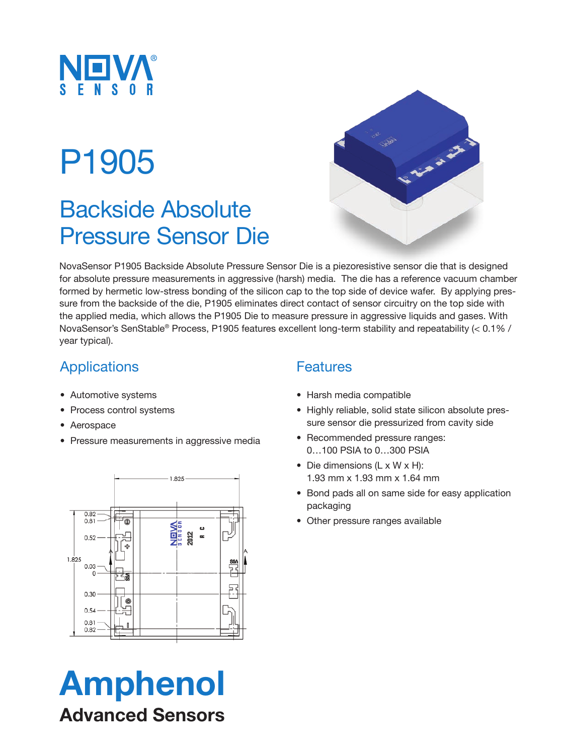NOVA SENSOR

# P1905

## Backside Absolute Pressure Sensor Die

NovaSensor P1905 Backside Absolute Pressure Sensor Die is a piezoresistive sensor die that is designed for absolute pressure measurements in aggressive (harsh) media. The die has a reference vacuum chamber formed by hermetic low-stress bonding of the silicon cap to the top side of device wafer. By applying pressure from the backside of the die, P1905 eliminates direct contact of sensor circuitry on the top side with the applied media, which allows the P1905 Die to measure pressure in aggressive liquids and gases. With NovaSensor's SenStable® Process, P1905 features excellent long-term stability and repeatability (< 0.1% / year typical).

### Applications

- Automotive systems
- Process control systems
- Aerospace
- Pressure measurements in aggressive media

### Features

- Harsh media compatible
- Highly reliable, solid state silicon absolute pressure sensor die pressurized from cavity side
- Recommended pressure ranges: 0…100 PSIA to 0…300 PSIA
- Die dimensions (L x W x H): 1.93 mm x 1.93 mm x 1.64 mm
- Bond pads all on same side for easy application packaging
- Other pressure ranges available

**Amphenol**
**Advanced Sensors**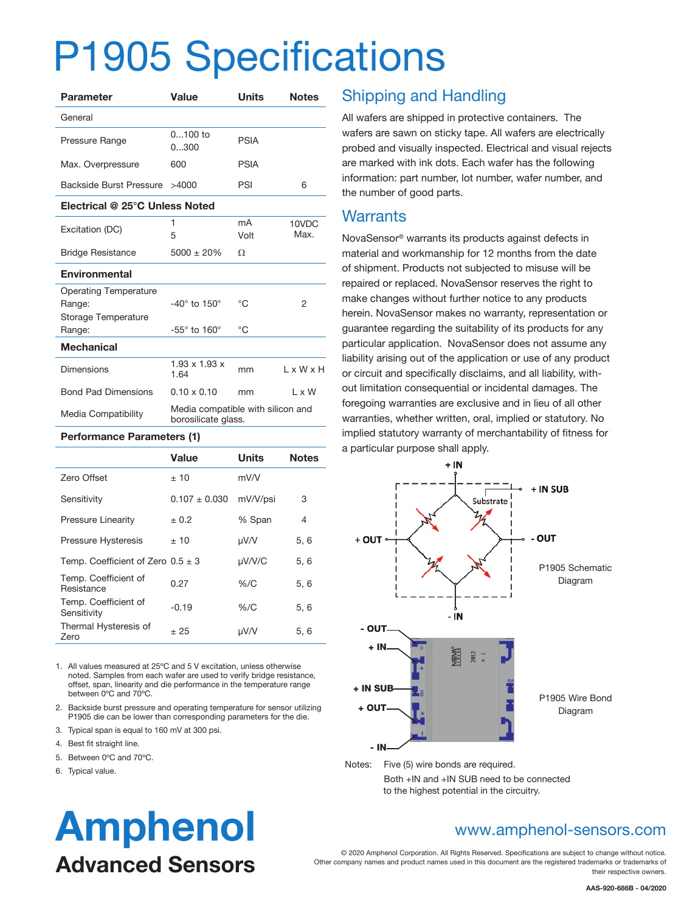# P1905 Specifications

| Parameter | Value | Units | Notes |
|---|---|---|---|
| General | | | |
| Pressure Range | 0...100 to 0...300 | PSIA | |
| Max. Overpressure | 600 | PSIA | |
| Backside Burst Pressure | >4000 | PSI | 6 |
| **Electrical @ 25°C Unless Noted** | | | |
| Excitation (DC) | 1<br>5 | mA<br>Volt | 10VDC Max. |
| Bridge Resistance | 5000 ± 20% | Ω | |
| **Environmental** | | | |
| Operating Temperature Range: | -40° to 150° | °C | 2 |
| Storage Temperature Range: | -55° to 160° | °C | |
| **Mechanical** | | | |
| Dimensions | 1.93 x 1.93 x 1.64 | mm | L x W x H |
| Bond Pad Dimensions | 0.10 x 0.10 | mm | L x W |
| Media Compatibility | Media compatible with silicon and borosilicate glass. | | |

**Performance Parameters (1)**

| | Value | Units | Notes |
|---|---|---|---|
| Zero Offset | ± 10 | mV/V | |
| Sensitivity | 0.107 ± 0.030 | mV/V/psi | 3 |
| Pressure Linearity | ± 0.2 | % Span | 4 |
| Pressure Hysteresis | ± 10 | µV/V | 5, 6 |
| Temp. Coefficient of Zero | 0.5 ± 3 | µV/V/C | 5, 6 |
| Temp. Coefficient of Resistance | 0.27 | %/C | 5, 6 |
| Temp. Coefficient of Sensitivity | -0.19 | %/C | 5, 6 |
| Thermal Hysteresis of Zero | ± 25 | µV/V | 5, 6 |

1. All values measured at 25ºC and 5 V excitation, unless otherwise noted. Samples from each wafer are used to verify bridge resistance, offset, span, linearity and die performance in the temperature range between 0ºC and 70ºC.
2. Backside burst pressure and operating temperature for sensor utilizing P1905 die can be lower than corresponding parameters for the die.
3. Typical span is equal to 160 mV at 300 psi.
4. Best fit straight line.
5. Between 0ºC and 70ºC.
6. Typical value.

## Shipping and Handling

All wafers are shipped in protective containers. The wafers are sawn on sticky tape. All wafers are electrically probed and visually inspected. Electrical and visual rejects are marked with ink dots. Each wafer has the following information: part number, lot number, wafer number, and the number of good parts.

## Warrants

NovaSensor® warrants its products against defects in material and workmanship for 12 months from the date of shipment. Products not subjected to misuse will be repaired or replaced. NovaSensor reserves the right to make changes without further notice to any products herein. NovaSensor makes no warranty, representation or guarantee regarding the suitability of its products for any particular application. NovaSensor does not assume any liability arising out of the application or use of any product or circuit and specifically disclaims, and all liability, without limitation consequential or incidental damages. The foregoing warranties are exclusive and in lieu of all other warranties, whether written, oral, implied or statutory. No implied statutory warranty of merchantability of fitness for a particular purpose shall apply.

+ IN
+ IN SUB
Substrate
+ OUT
- OUT
- IN

P1905 Schematic Diagram

- OUT
+ IN
+ IN SUB
+ OUT
- IN

P1905 Wire Bond Diagram

Notes: Five (5) wire bonds are required.
Both +IN and +IN SUB need to be connected to the highest potential in the circuitry.

**Amphenol**
**Advanced Sensors**

www.amphenol-sensors.com

© 2020 Amphenol Corporation. All Rights Reserved. Specifications are subject to change without notice. Other company names and product names used in this document are the registered trademarks or trademarks of their respective owners.

AAS-920-686B - 04/2020